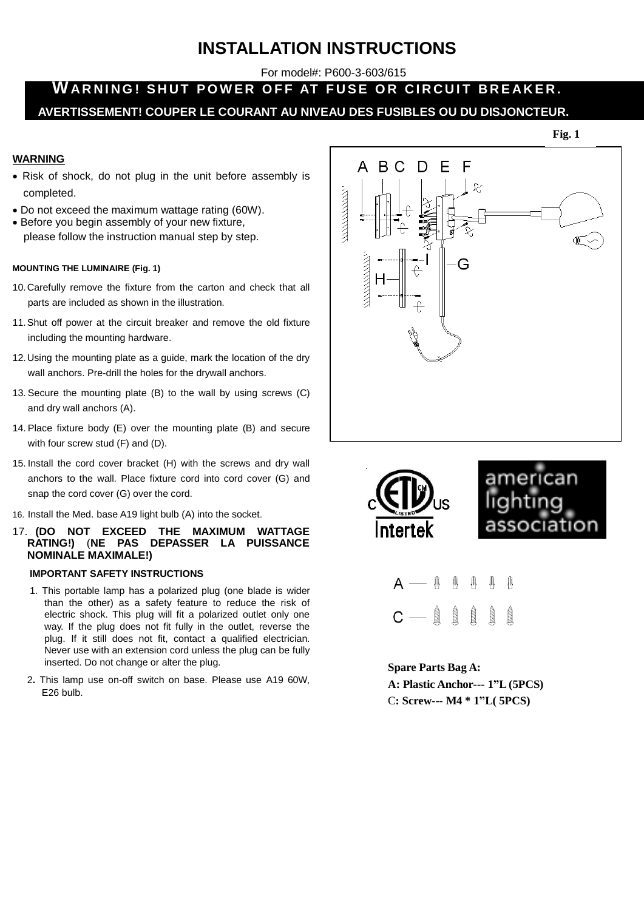# INSTALLATION INSTRUCTIONS

For model#: P600-3-603/615

**WARNING! SHUT POWER OFF AT FUSE OR CIRCUIT BREAKER.**

**AVERTISSEMENT! COUPER LE COURANT AU NIVEAU DES FUSIBLES OU DU DISJONCTEUR.**

**WARNING**

- Risk of shock, do not plug in the unit before assembly is completed.
- Do not exceed the maximum wattage rating (60W).
- Before you begin assembly of your new fixture, please follow the instruction manual step by step.

**MOUNTING THE LUMINAIRE (Fig. 1)**

10. Carefully remove the fixture from the carton and check that all parts are included as shown in the illustration.
11. Shut off power at the circuit breaker and remove the old fixture including the mounting hardware.
12. Using the mounting plate as a guide, mark the location of the dry wall anchors. Pre-drill the holes for the drywall anchors.
13. Secure the mounting plate (B) to the wall by using screws (C) and dry wall anchors (A).
14. Place fixture body (E) over the mounting plate (B) and secure with four screw stud (F) and (D).
15. Install the cord cover bracket (H) with the screws and dry wall anchors to the wall. Place fixture cord into cord cover (G) and snap the cord cover (G) over the cord.
16. Install the Med. base A19 light bulb (A) into the socket.
17. **(DO NOT EXCEED THE MAXIMUM WATTAGE RATING!)** (**NE PAS DEPASSER LA PUISSANCE NOMINALE MAXIMALE!)**

**IMPORTANT SAFETY INSTRUCTIONS**

1. This portable lamp has a polarized plug (one blade is wider than the other) as a safety feature to reduce the risk of electric shock. This plug will fit a polarized outlet only one way. If the plug does not fit fully in the outlet, reverse the plug. If it still does not fit, contact a qualified electrician. Never use with an extension cord unless the plug can be fully inserted. Do not change or alter the plug.
2. This lamp use on-off switch on base. Please use A19 60W, E26 bulb.

**Fig. 1**

**Spare Parts Bag A:**

**A: Plastic Anchor--- 1"L (5PCS)**

**C: Screw--- M4 * 1"L( 5PCS)**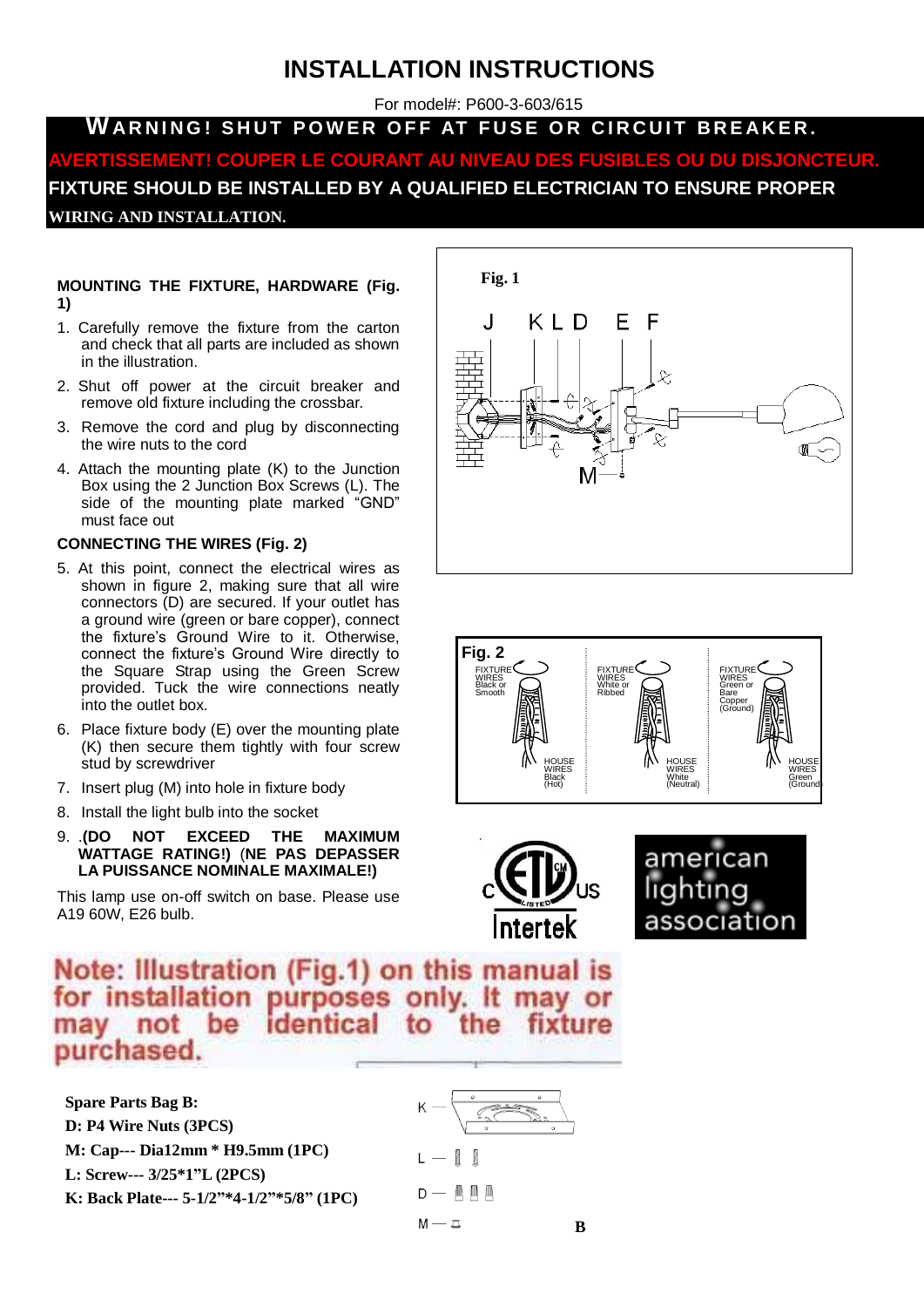# INSTALLATION INSTRUCTIONS

For model#: P600-3-603/615

**WARNING! SHUT POWER OFF AT FUSE OR CIRCUIT BREAKER.**

**AVERTISSEMENT! COUPER LE COURANT AU NIVEAU DES FUSIBLES OU DU DISJONCTEUR.**

**FIXTURE SHOULD BE INSTALLED BY A QUALIFIED ELECTRICIAN TO ENSURE PROPER WIRING AND INSTALLATION.**

### MOUNTING THE FIXTURE, HARDWARE (Fig. 1)

1. Carefully remove the fixture from the carton and check that all parts are included as shown in the illustration.
2. Shut off power at the circuit breaker and remove old fixture including the crossbar.
3. Remove the cord and plug by disconnecting the wire nuts to the cord
4. Attach the mounting plate (K) to the Junction Box using the 2 Junction Box Screws (L). The side of the mounting plate marked "GND" must face out

### CONNECTING THE WIRES (Fig. 2)

5. At this point, connect the electrical wires as shown in figure 2, making sure that all wire connectors (D) are secured. If your outlet has a ground wire (green or bare copper), connect the fixture's Ground Wire to it. Otherwise, connect the fixture's Ground Wire directly to the Square Strap using the Green Screw provided. Tuck the wire connections neatly into the outlet box.
6. Place fixture body (E) over the mounting plate (K) then secure them tightly with four screw stud by screwdriver
7. Insert plug (M) into hole in fixture body
8. Install the light bulb into the socket
9. .**(DO NOT EXCEED THE MAXIMUM WATTAGE RATING!)** (**NE PAS DEPASSER LA PUISSANCE NOMINALE MAXIMALE!)**

This lamp use on-off switch on base. Please use A19 60W, E26 bulb.

Fig. 1

J K L D E F

M

Fig. 2

FIXTURE WIRES Black or Smooth — HOUSE WIRES Black (Hot)

FIXTURE WIRES White or Ribbed — HOUSE WIRES White (Neutral)

FIXTURE WIRES Green or Bare Copper (Ground) — HOUSE WIRES Green (Ground)

C ETL LISTED US Intertek

american lighting association

**Note: Illustration (Fig.1) on this manual is for installation purposes only. It may or may not be identical to the fixture purchased.**

**Spare Parts Bag B:**
**D: P4 Wire Nuts (3PCS)**
**M: Cap--- Dia12mm * H9.5mm (1PC)**
**L: Screw--- 3/25*1"L (2PCS)**
**K: Back Plate--- 5-1/2"*4-1/2"*5/8" (1PC)**

K

L

D

M

**B**